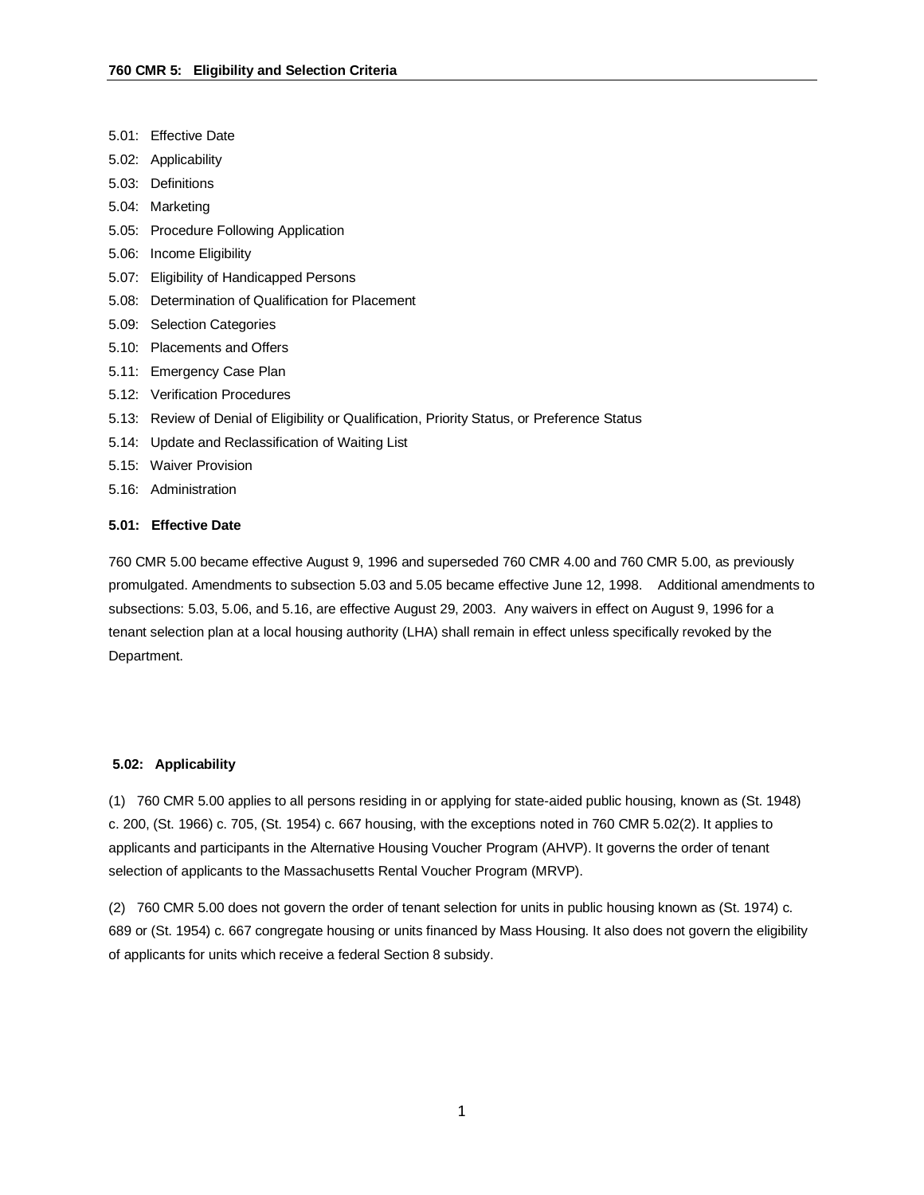# 760 CMR 5: Eligibility and Selection Criteria

5.01: Effective Date
5.02: Applicability
5.03: Definitions
5.04: Marketing
5.05: Procedure Following Application
5.06: Income Eligibility
5.07: Eligibility of Handicapped Persons
5.08: Determination of Qualification for Placement
5.09: Selection Categories
5.10: Placements and Offers
5.11: Emergency Case Plan
5.12: Verification Procedures
5.13: Review of Denial of Eligibility or Qualification, Priority Status, or Preference Status
5.14: Update and Reclassification of Waiting List
5.15: Waiver Provision
5.16: Administration

### 5.01: Effective Date

760 CMR 5.00 became effective August 9, 1996 and superseded 760 CMR 4.00 and 760 CMR 5.00, as previously promulgated. Amendments to subsection 5.03 and 5.05 became effective June 12, 1998. Additional amendments to subsections: 5.03, 5.06, and 5.16, are effective August 29, 2003. Any waivers in effect on August 9, 1996 for a tenant selection plan at a local housing authority (LHA) shall remain in effect unless specifically revoked by the Department.

### 5.02: Applicability

(1) 760 CMR 5.00 applies to all persons residing in or applying for state-aided public housing, known as (St. 1948) c. 200, (St. 1966) c. 705, (St. 1954) c. 667 housing, with the exceptions noted in 760 CMR 5.02(2). It applies to applicants and participants in the Alternative Housing Voucher Program (AHVP). It governs the order of tenant selection of applicants to the Massachusetts Rental Voucher Program (MRVP).

(2) 760 CMR 5.00 does not govern the order of tenant selection for units in public housing known as (St. 1974) c. 689 or (St. 1954) c. 667 congregate housing or units financed by Mass Housing. It also does not govern the eligibility of applicants for units which receive a federal Section 8 subsidy.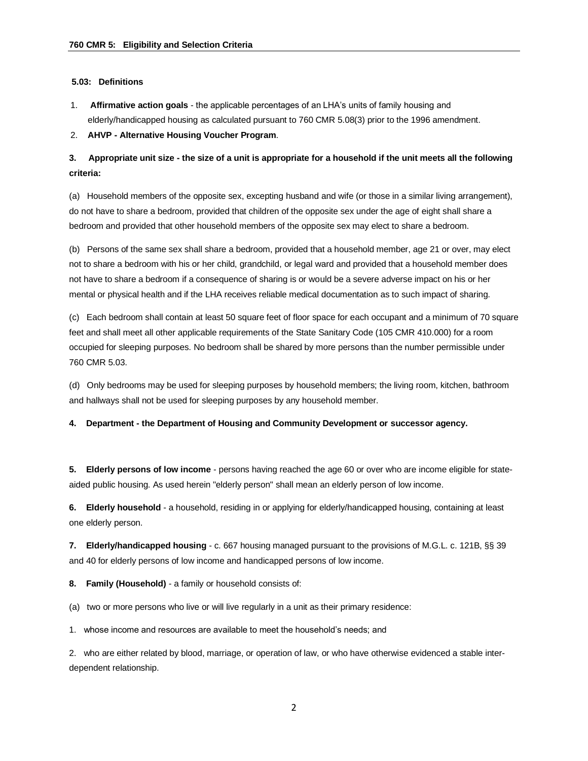**5.03: Definitions**

1. **Affirmative action goals** - the applicable percentages of an LHA's units of family housing and elderly/handicapped housing as calculated pursuant to 760 CMR 5.08(3) prior to the 1996 amendment.

2. **AHVP - Alternative Housing Voucher Program**.

**3. Appropriate unit size - the size of a unit is appropriate for a household if the unit meets all the following criteria:**

(a) Household members of the opposite sex, excepting husband and wife (or those in a similar living arrangement), do not have to share a bedroom, provided that children of the opposite sex under the age of eight shall share a bedroom and provided that other household members of the opposite sex may elect to share a bedroom.

(b) Persons of the same sex shall share a bedroom, provided that a household member, age 21 or over, may elect not to share a bedroom with his or her child, grandchild, or legal ward and provided that a household member does not have to share a bedroom if a consequence of sharing is or would be a severe adverse impact on his or her mental or physical health and if the LHA receives reliable medical documentation as to such impact of sharing.

(c) Each bedroom shall contain at least 50 square feet of floor space for each occupant and a minimum of 70 square feet and shall meet all other applicable requirements of the State Sanitary Code (105 CMR 410.000) for a room occupied for sleeping purposes. No bedroom shall be shared by more persons than the number permissible under 760 CMR 5.03.

(d) Only bedrooms may be used for sleeping purposes by household members; the living room, kitchen, bathroom and hallways shall not be used for sleeping purposes by any household member.

**4. Department - the Department of Housing and Community Development or successor agency.**

**5. Elderly persons of low income** - persons having reached the age 60 or over who are income eligible for state-aided public housing. As used herein "elderly person" shall mean an elderly person of low income.

**6. Elderly household** - a household, residing in or applying for elderly/handicapped housing, containing at least one elderly person.

**7. Elderly/handicapped housing** - c. 667 housing managed pursuant to the provisions of M.G.L. c. 121B, §§ 39 and 40 for elderly persons of low income and handicapped persons of low income.

**8. Family (Household)** - a family or household consists of:

(a) two or more persons who live or will live regularly in a unit as their primary residence:

1. whose income and resources are available to meet the household's needs; and

2. who are either related by blood, marriage, or operation of law, or who have otherwise evidenced a stable inter-dependent relationship.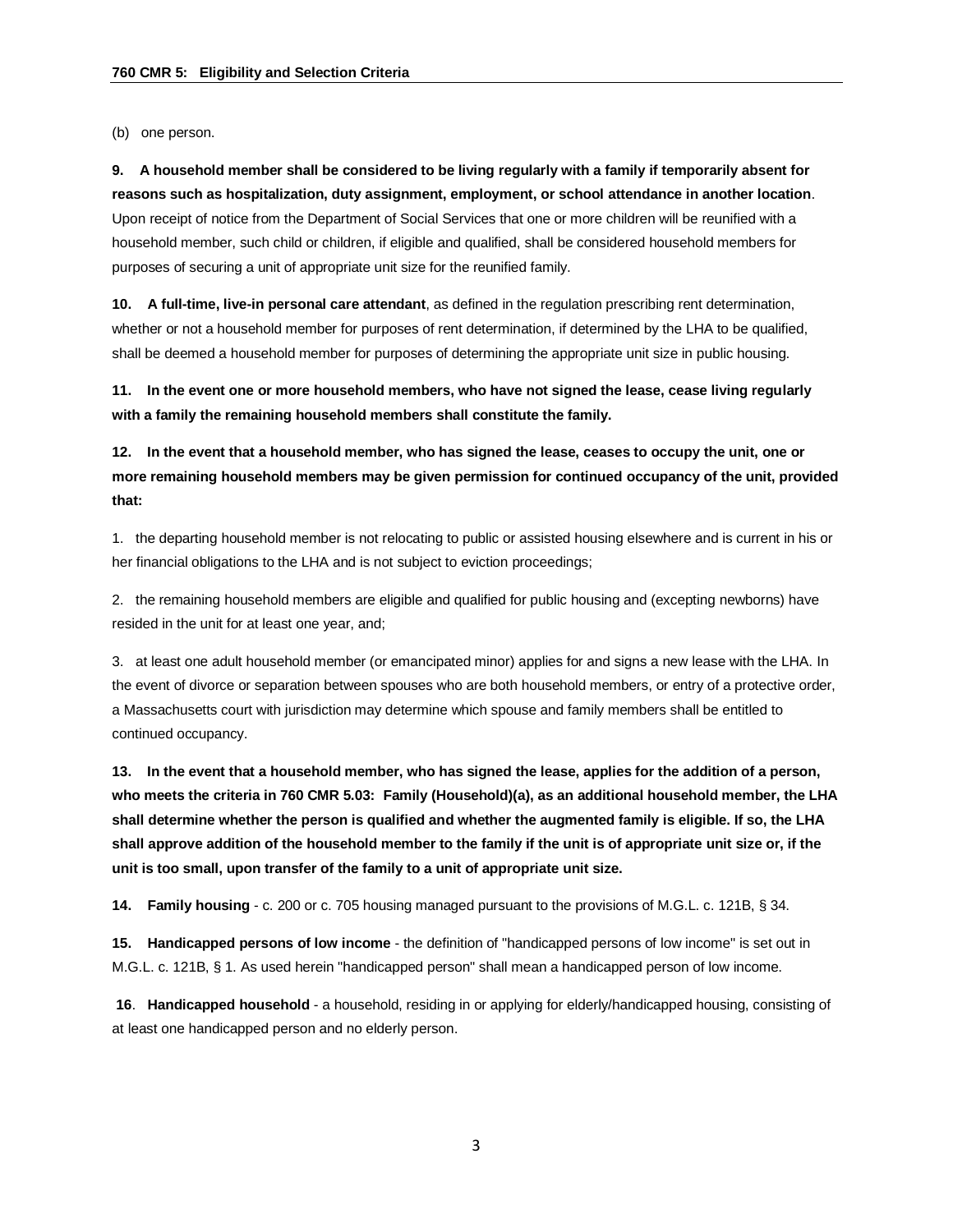(b) one person.

**9. A household member shall be considered to be living regularly with a family if temporarily absent for reasons such as hospitalization, duty assignment, employment, or school attendance in another location**. Upon receipt of notice from the Department of Social Services that one or more children will be reunified with a household member, such child or children, if eligible and qualified, shall be considered household members for purposes of securing a unit of appropriate unit size for the reunified family.

**10. A full-time, live-in personal care attendant**, as defined in the regulation prescribing rent determination, whether or not a household member for purposes of rent determination, if determined by the LHA to be qualified, shall be deemed a household member for purposes of determining the appropriate unit size in public housing.

**11. In the event one or more household members, who have not signed the lease, cease living regularly with a family the remaining household members shall constitute the family.**

**12. In the event that a household member, who has signed the lease, ceases to occupy the unit, one or more remaining household members may be given permission for continued occupancy of the unit, provided that:**

1. the departing household member is not relocating to public or assisted housing elsewhere and is current in his or her financial obligations to the LHA and is not subject to eviction proceedings;

2. the remaining household members are eligible and qualified for public housing and (excepting newborns) have resided in the unit for at least one year, and;

3. at least one adult household member (or emancipated minor) applies for and signs a new lease with the LHA. In the event of divorce or separation between spouses who are both household members, or entry of a protective order, a Massachusetts court with jurisdiction may determine which spouse and family members shall be entitled to continued occupancy.

**13. In the event that a household member, who has signed the lease, applies for the addition of a person, who meets the criteria in 760 CMR 5.03: Family (Household)(a), as an additional household member, the LHA shall determine whether the person is qualified and whether the augmented family is eligible. If so, the LHA shall approve addition of the household member to the family if the unit is of appropriate unit size or, if the unit is too small, upon transfer of the family to a unit of appropriate unit size.**

**14. Family housing** - c. 200 or c. 705 housing managed pursuant to the provisions of M.G.L. c. 121B, § 34.

**15. Handicapped persons of low income** - the definition of "handicapped persons of low income" is set out in M.G.L. c. 121B, § 1. As used herein "handicapped person" shall mean a handicapped person of low income.

**16**. **Handicapped household** - a household, residing in or applying for elderly/handicapped housing, consisting of at least one handicapped person and no elderly person.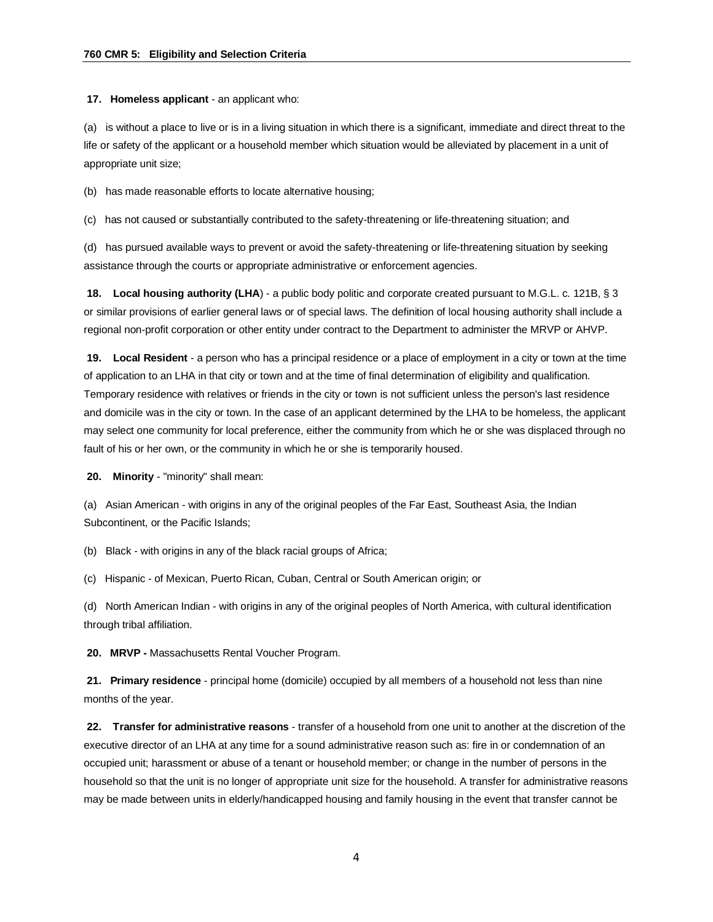**17. Homeless applicant** - an applicant who:

(a) is without a place to live or is in a living situation in which there is a significant, immediate and direct threat to the life or safety of the applicant or a household member which situation would be alleviated by placement in a unit of appropriate unit size;

(b) has made reasonable efforts to locate alternative housing;

(c) has not caused or substantially contributed to the safety-threatening or life-threatening situation; and

(d) has pursued available ways to prevent or avoid the safety-threatening or life-threatening situation by seeking assistance through the courts or appropriate administrative or enforcement agencies.

**18. Local housing authority (LHA**) - a public body politic and corporate created pursuant to M.G.L. c. 121B, § 3 or similar provisions of earlier general laws or of special laws. The definition of local housing authority shall include a regional non-profit corporation or other entity under contract to the Department to administer the MRVP or AHVP.

**19. Local Resident** - a person who has a principal residence or a place of employment in a city or town at the time of application to an LHA in that city or town and at the time of final determination of eligibility and qualification. Temporary residence with relatives or friends in the city or town is not sufficient unless the person's last residence and domicile was in the city or town. In the case of an applicant determined by the LHA to be homeless, the applicant may select one community for local preference, either the community from which he or she was displaced through no fault of his or her own, or the community in which he or she is temporarily housed.

**20. Minority** - "minority" shall mean:

(a) Asian American - with origins in any of the original peoples of the Far East, Southeast Asia, the Indian Subcontinent, or the Pacific Islands;

(b) Black - with origins in any of the black racial groups of Africa;

(c) Hispanic - of Mexican, Puerto Rican, Cuban, Central or South American origin; or

(d) North American Indian - with origins in any of the original peoples of North America, with cultural identification through tribal affiliation.

**20. MRVP -** Massachusetts Rental Voucher Program.

**21. Primary residence** - principal home (domicile) occupied by all members of a household not less than nine months of the year.

**22. Transfer for administrative reasons** - transfer of a household from one unit to another at the discretion of the executive director of an LHA at any time for a sound administrative reason such as: fire in or condemnation of an occupied unit; harassment or abuse of a tenant or household member; or change in the number of persons in the household so that the unit is no longer of appropriate unit size for the household. A transfer for administrative reasons may be made between units in elderly/handicapped housing and family housing in the event that transfer cannot be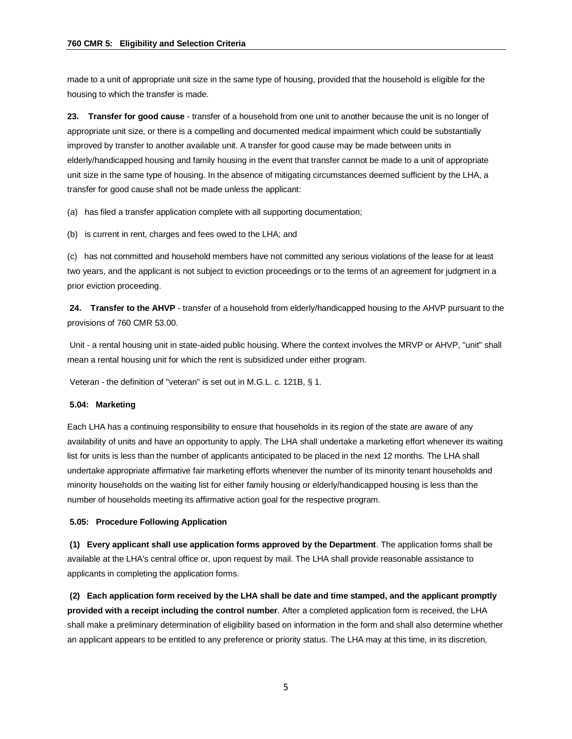made to a unit of appropriate unit size in the same type of housing, provided that the household is eligible for the housing to which the transfer is made.

**23. Transfer for good cause** - transfer of a household from one unit to another because the unit is no longer of appropriate unit size, or there is a compelling and documented medical impairment which could be substantially improved by transfer to another available unit. A transfer for good cause may be made between units in elderly/handicapped housing and family housing in the event that transfer cannot be made to a unit of appropriate unit size in the same type of housing. In the absence of mitigating circumstances deemed sufficient by the LHA, a transfer for good cause shall not be made unless the applicant:

(a) has filed a transfer application complete with all supporting documentation;

(b) is current in rent, charges and fees owed to the LHA; and

(c) has not committed and household members have not committed any serious violations of the lease for at least two years, and the applicant is not subject to eviction proceedings or to the terms of an agreement for judgment in a prior eviction proceeding.

**24. Transfer to the AHVP** - transfer of a household from elderly/handicapped housing to the AHVP pursuant to the provisions of 760 CMR 53.00.

Unit - a rental housing unit in state-aided public housing. Where the context involves the MRVP or AHVP, "unit" shall mean a rental housing unit for which the rent is subsidized under either program.

Veteran - the definition of "veteran" is set out in M.G.L. c. 121B, § 1.

### 5.04: Marketing

Each LHA has a continuing responsibility to ensure that households in its region of the state are aware of any availability of units and have an opportunity to apply. The LHA shall undertake a marketing effort whenever its waiting list for units is less than the number of applicants anticipated to be placed in the next 12 months. The LHA shall undertake appropriate affirmative fair marketing efforts whenever the number of its minority tenant households and minority households on the waiting list for either family housing or elderly/handicapped housing is less than the number of households meeting its affirmative action goal for the respective program.

### 5.05: Procedure Following Application

**(1) Every applicant shall use application forms approved by the Department**. The application forms shall be available at the LHA's central office or, upon request by mail. The LHA shall provide reasonable assistance to applicants in completing the application forms.

**(2) Each application form received by the LHA shall be date and time stamped, and the applicant promptly provided with a receipt including the control number**. After a completed application form is received, the LHA shall make a preliminary determination of eligibility based on information in the form and shall also determine whether an applicant appears to be entitled to any preference or priority status. The LHA may at this time, in its discretion,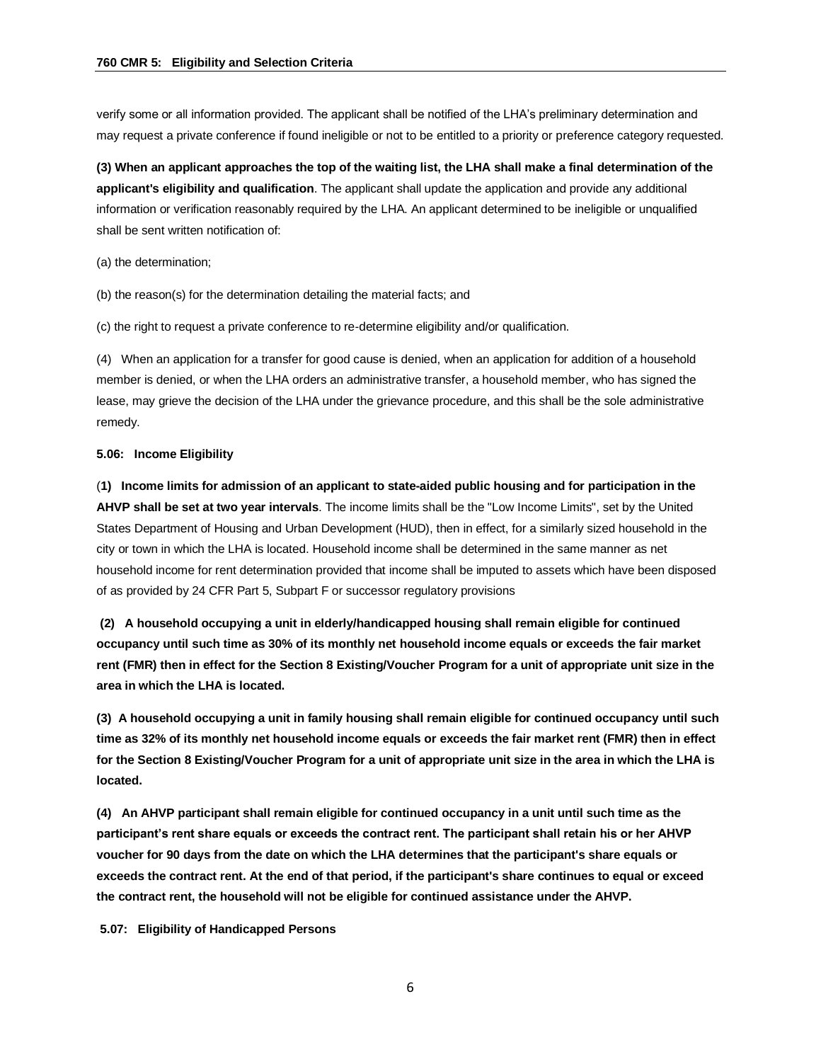verify some or all information provided. The applicant shall be notified of the LHA's preliminary determination and may request a private conference if found ineligible or not to be entitled to a priority or preference category requested.

**(3) When an applicant approaches the top of the waiting list, the LHA shall make a final determination of the applicant's eligibility and qualification**. The applicant shall update the application and provide any additional information or verification reasonably required by the LHA. An applicant determined to be ineligible or unqualified shall be sent written notification of:

(a) the determination;

(b) the reason(s) for the determination detailing the material facts; and

(c) the right to request a private conference to re-determine eligibility and/or qualification.

(4) When an application for a transfer for good cause is denied, when an application for addition of a household member is denied, or when the LHA orders an administrative transfer, a household member, who has signed the lease, may grieve the decision of the LHA under the grievance procedure, and this shall be the sole administrative remedy.

**5.06: Income Eligibility**

(**1) Income limits for admission of an applicant to state-aided public housing and for participation in the AHVP shall be set at two year intervals**. The income limits shall be the "Low Income Limits", set by the United States Department of Housing and Urban Development (HUD), then in effect, for a similarly sized household in the city or town in which the LHA is located. Household income shall be determined in the same manner as net household income for rent determination provided that income shall be imputed to assets which have been disposed of as provided by 24 CFR Part 5, Subpart F or successor regulatory provisions

**(2) A household occupying a unit in elderly/handicapped housing shall remain eligible for continued occupancy until such time as 30% of its monthly net household income equals or exceeds the fair market rent (FMR) then in effect for the Section 8 Existing/Voucher Program for a unit of appropriate unit size in the area in which the LHA is located.**

**(3) A household occupying a unit in family housing shall remain eligible for continued occupancy until such time as 32% of its monthly net household income equals or exceeds the fair market rent (FMR) then in effect for the Section 8 Existing/Voucher Program for a unit of appropriate unit size in the area in which the LHA is located.**

**(4) An AHVP participant shall remain eligible for continued occupancy in a unit until such time as the participant's rent share equals or exceeds the contract rent. The participant shall retain his or her AHVP voucher for 90 days from the date on which the LHA determines that the participant's share equals or exceeds the contract rent. At the end of that period, if the participant's share continues to equal or exceed the contract rent, the household will not be eligible for continued assistance under the AHVP.**

**5.07: Eligibility of Handicapped Persons**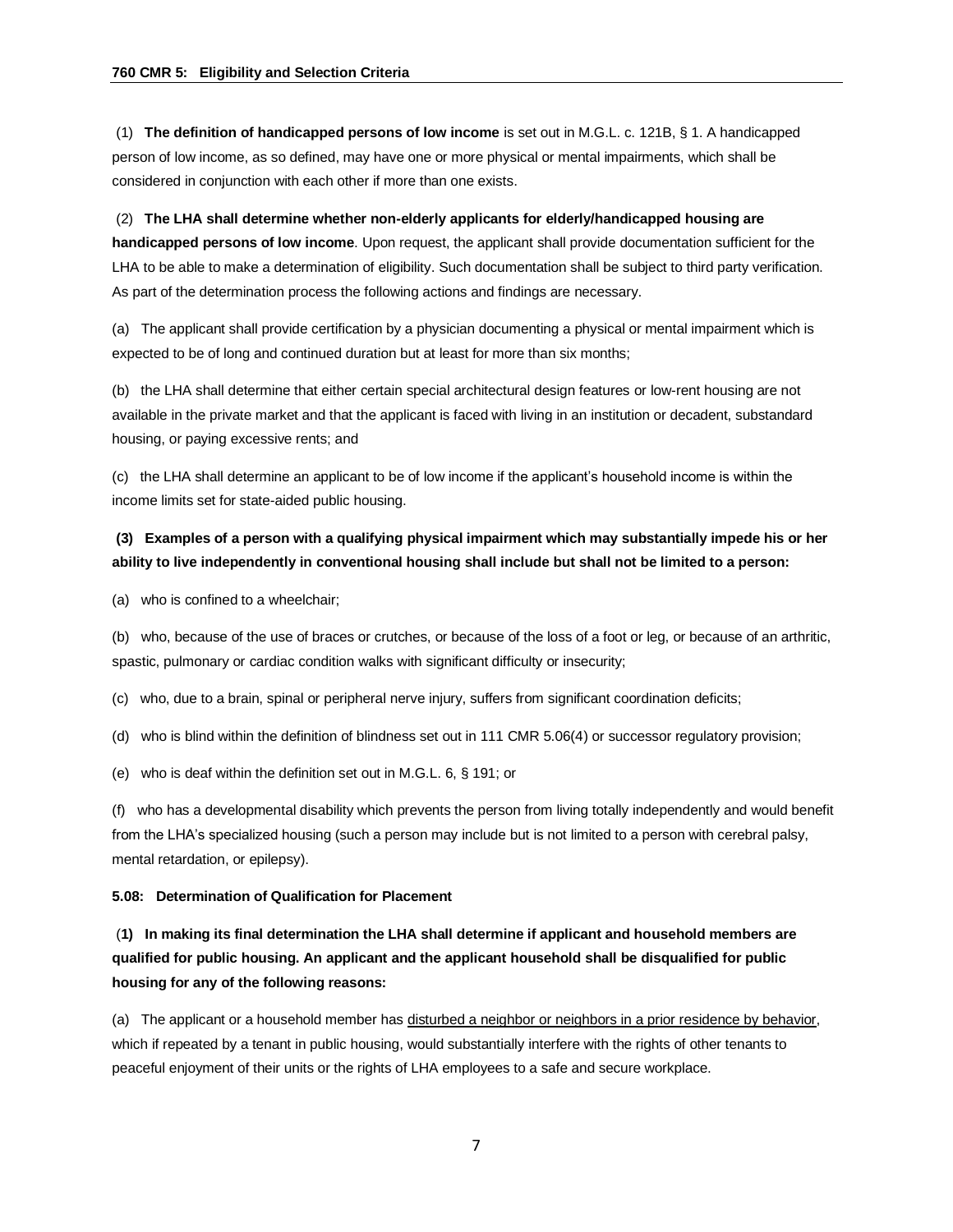(1) **The definition of handicapped persons of low income** is set out in M.G.L. c. 121B, § 1. A handicapped person of low income, as so defined, may have one or more physical or mental impairments, which shall be considered in conjunction with each other if more than one exists.

(2) **The LHA shall determine whether non-elderly applicants for elderly/handicapped housing are handicapped persons of low income**. Upon request, the applicant shall provide documentation sufficient for the LHA to be able to make a determination of eligibility. Such documentation shall be subject to third party verification. As part of the determination process the following actions and findings are necessary.

(a) The applicant shall provide certification by a physician documenting a physical or mental impairment which is expected to be of long and continued duration but at least for more than six months;

(b) the LHA shall determine that either certain special architectural design features or low-rent housing are not available in the private market and that the applicant is faced with living in an institution or decadent, substandard housing, or paying excessive rents; and

(c) the LHA shall determine an applicant to be of low income if the applicant's household income is within the income limits set for state-aided public housing.

**(3) Examples of a person with a qualifying physical impairment which may substantially impede his or her ability to live independently in conventional housing shall include but shall not be limited to a person:**

(a) who is confined to a wheelchair;

(b) who, because of the use of braces or crutches, or because of the loss of a foot or leg, or because of an arthritic, spastic, pulmonary or cardiac condition walks with significant difficulty or insecurity;

(c) who, due to a brain, spinal or peripheral nerve injury, suffers from significant coordination deficits;

(d) who is blind within the definition of blindness set out in 111 CMR 5.06(4) or successor regulatory provision;

(e) who is deaf within the definition set out in M.G.L. 6, § 191; or

(f) who has a developmental disability which prevents the person from living totally independently and would benefit from the LHA's specialized housing (such a person may include but is not limited to a person with cerebral palsy, mental retardation, or epilepsy).

**5.08: Determination of Qualification for Placement**

**(1) In making its final determination the LHA shall determine if applicant and household members are qualified for public housing. An applicant and the applicant household shall be disqualified for public housing for any of the following reasons:**

(a) The applicant or a household member has <u>disturbed a neighbor or neighbors in a prior residence by behavior</u>, which if repeated by a tenant in public housing, would substantially interfere with the rights of other tenants to peaceful enjoyment of their units or the rights of LHA employees to a safe and secure workplace.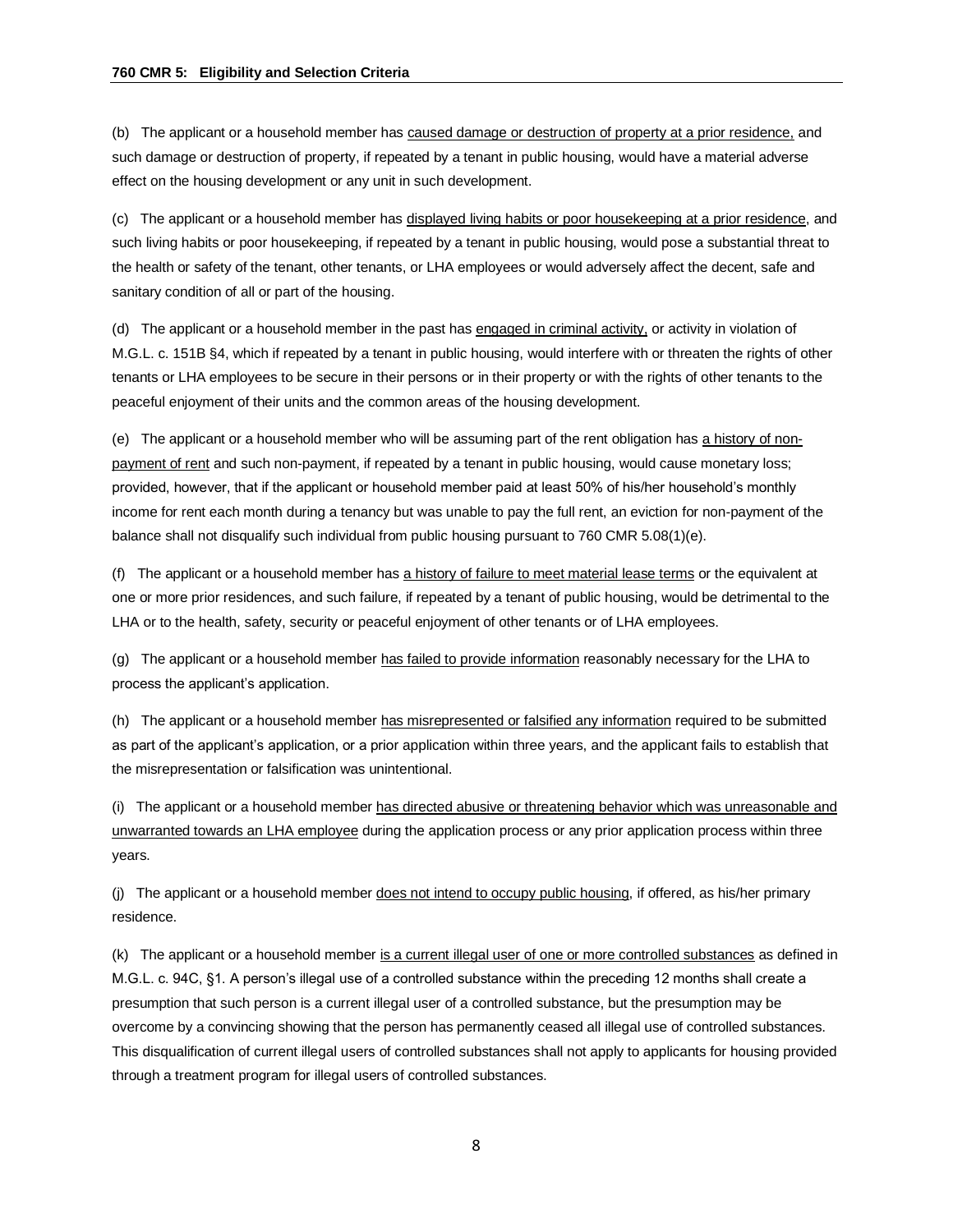(b) The applicant or a household member has caused damage or destruction of property at a prior residence, and such damage or destruction of property, if repeated by a tenant in public housing, would have a material adverse effect on the housing development or any unit in such development.

(c) The applicant or a household member has displayed living habits or poor housekeeping at a prior residence, and such living habits or poor housekeeping, if repeated by a tenant in public housing, would pose a substantial threat to the health or safety of the tenant, other tenants, or LHA employees or would adversely affect the decent, safe and sanitary condition of all or part of the housing.

(d) The applicant or a household member in the past has engaged in criminal activity, or activity in violation of M.G.L. c. 151B §4, which if repeated by a tenant in public housing, would interfere with or threaten the rights of other tenants or LHA employees to be secure in their persons or in their property or with the rights of other tenants to the peaceful enjoyment of their units and the common areas of the housing development.

(e) The applicant or a household member who will be assuming part of the rent obligation has a history of non-payment of rent and such non-payment, if repeated by a tenant in public housing, would cause monetary loss; provided, however, that if the applicant or household member paid at least 50% of his/her household's monthly income for rent each month during a tenancy but was unable to pay the full rent, an eviction for non-payment of the balance shall not disqualify such individual from public housing pursuant to 760 CMR 5.08(1)(e).

(f) The applicant or a household member has a history of failure to meet material lease terms or the equivalent at one or more prior residences, and such failure, if repeated by a tenant of public housing, would be detrimental to the LHA or to the health, safety, security or peaceful enjoyment of other tenants or of LHA employees.

(g) The applicant or a household member has failed to provide information reasonably necessary for the LHA to process the applicant's application.

(h) The applicant or a household member has misrepresented or falsified any information required to be submitted as part of the applicant's application, or a prior application within three years, and the applicant fails to establish that the misrepresentation or falsification was unintentional.

(i) The applicant or a household member has directed abusive or threatening behavior which was unreasonable and unwarranted towards an LHA employee during the application process or any prior application process within three years.

(j) The applicant or a household member does not intend to occupy public housing, if offered, as his/her primary residence.

(k) The applicant or a household member is a current illegal user of one or more controlled substances as defined in M.G.L. c. 94C, §1. A person's illegal use of a controlled substance within the preceding 12 months shall create a presumption that such person is a current illegal user of a controlled substance, but the presumption may be overcome by a convincing showing that the person has permanently ceased all illegal use of controlled substances. This disqualification of current illegal users of controlled substances shall not apply to applicants for housing provided through a treatment program for illegal users of controlled substances.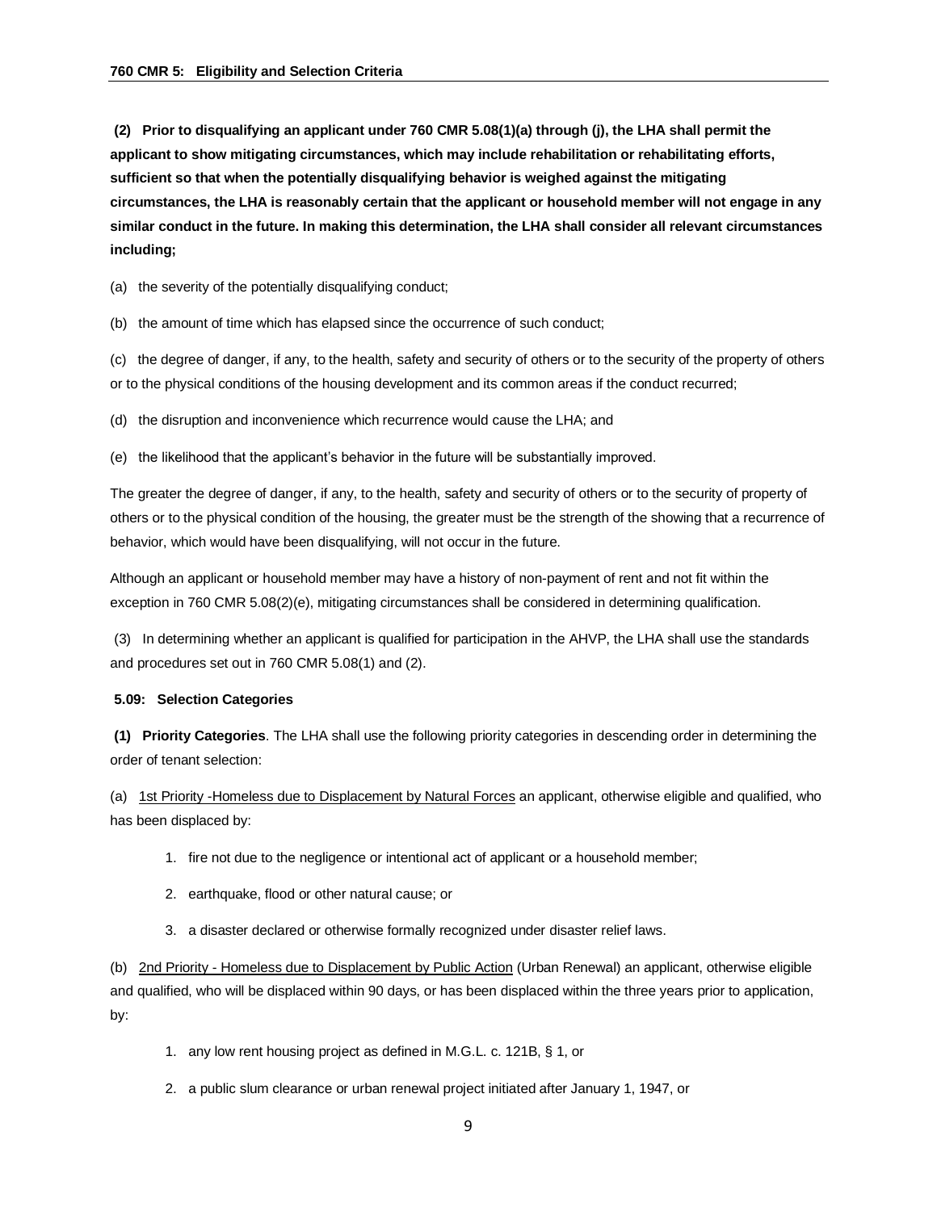**(2) Prior to disqualifying an applicant under 760 CMR 5.08(1)(a) through (j), the LHA shall permit the applicant to show mitigating circumstances, which may include rehabilitation or rehabilitating efforts, sufficient so that when the potentially disqualifying behavior is weighed against the mitigating circumstances, the LHA is reasonably certain that the applicant or household member will not engage in any similar conduct in the future. In making this determination, the LHA shall consider all relevant circumstances including;**

(a) the severity of the potentially disqualifying conduct;

(b) the amount of time which has elapsed since the occurrence of such conduct;

(c) the degree of danger, if any, to the health, safety and security of others or to the security of the property of others or to the physical conditions of the housing development and its common areas if the conduct recurred;

(d) the disruption and inconvenience which recurrence would cause the LHA; and

(e) the likelihood that the applicant's behavior in the future will be substantially improved.

The greater the degree of danger, if any, to the health, safety and security of others or to the security of property of others or to the physical condition of the housing, the greater must be the strength of the showing that a recurrence of behavior, which would have been disqualifying, will not occur in the future.

Although an applicant or household member may have a history of non-payment of rent and not fit within the exception in 760 CMR 5.08(2)(e), mitigating circumstances shall be considered in determining qualification.

(3) In determining whether an applicant is qualified for participation in the AHVP, the LHA shall use the standards and procedures set out in 760 CMR 5.08(1) and (2).

**5.09: Selection Categories**

**(1) Priority Categories**. The LHA shall use the following priority categories in descending order in determining the order of tenant selection:

(a) <u>1st Priority -Homeless due to Displacement by Natural Forces</u> an applicant, otherwise eligible and qualified, who has been displaced by:

1. fire not due to the negligence or intentional act of applicant or a household member;
2. earthquake, flood or other natural cause; or
3. a disaster declared or otherwise formally recognized under disaster relief laws.

(b) <u>2nd Priority - Homeless due to Displacement by Public Action</u> (Urban Renewal) an applicant, otherwise eligible and qualified, who will be displaced within 90 days, or has been displaced within the three years prior to application, by:

1. any low rent housing project as defined in M.G.L. c. 121B, § 1, or
2. a public slum clearance or urban renewal project initiated after January 1, 1947, or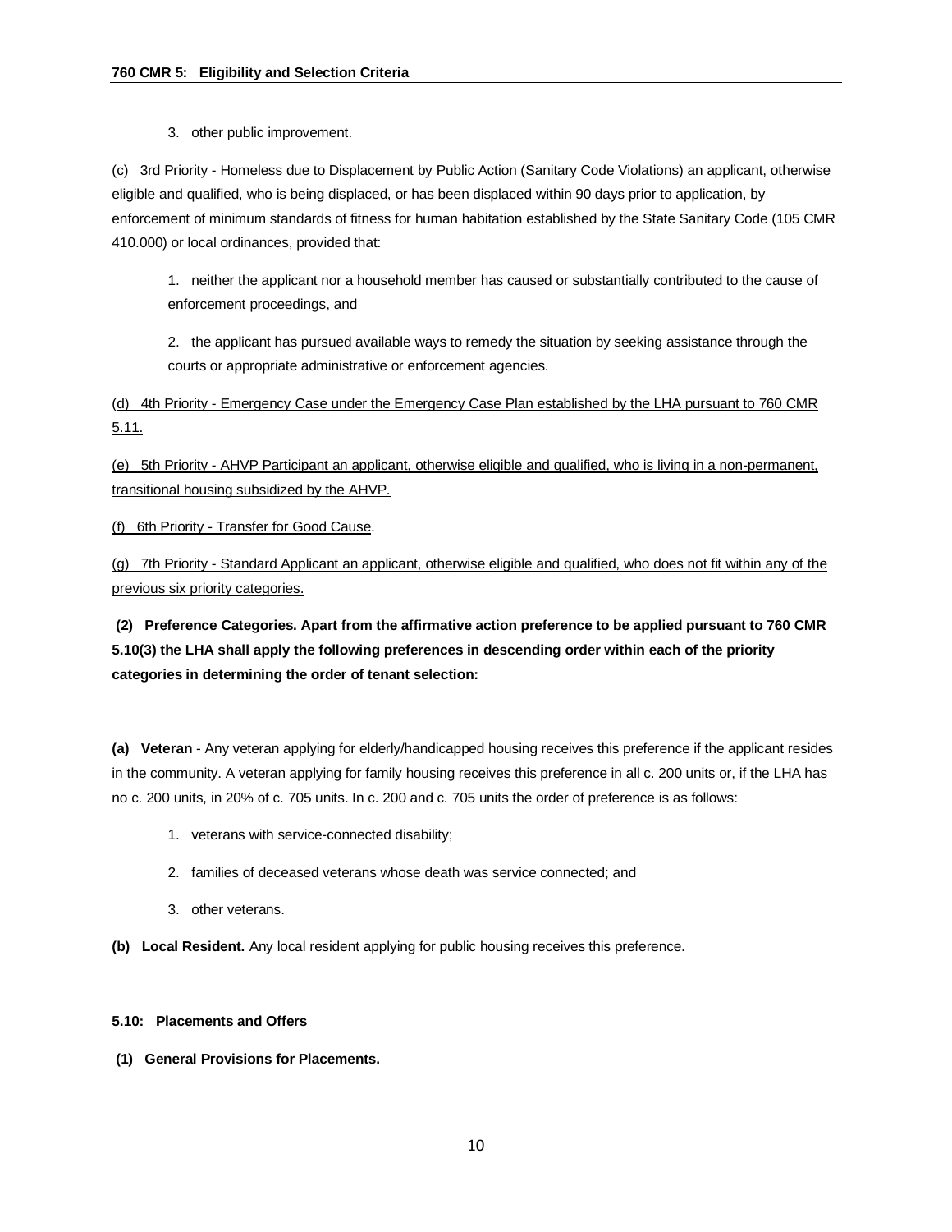3. other public improvement.

(c) 3rd Priority - Homeless due to Displacement by Public Action (Sanitary Code Violations) an applicant, otherwise eligible and qualified, who is being displaced, or has been displaced within 90 days prior to application, by enforcement of minimum standards of fitness for human habitation established by the State Sanitary Code (105 CMR 410.000) or local ordinances, provided that:

1. neither the applicant nor a household member has caused or substantially contributed to the cause of enforcement proceedings, and

2. the applicant has pursued available ways to remedy the situation by seeking assistance through the courts or appropriate administrative or enforcement agencies.

(d) 4th Priority - Emergency Case under the Emergency Case Plan established by the LHA pursuant to 760 CMR 5.11.

(e) 5th Priority - AHVP Participant an applicant, otherwise eligible and qualified, who is living in a non-permanent, transitional housing subsidized by the AHVP.

(f) 6th Priority - Transfer for Good Cause.

(g) 7th Priority - Standard Applicant an applicant, otherwise eligible and qualified, who does not fit within any of the previous six priority categories.

**(2) Preference Categories. Apart from the affirmative action preference to be applied pursuant to 760 CMR 5.10(3) the LHA shall apply the following preferences in descending order within each of the priority categories in determining the order of tenant selection:**

**(a) Veteran** - Any veteran applying for elderly/handicapped housing receives this preference if the applicant resides in the community. A veteran applying for family housing receives this preference in all c. 200 units or, if the LHA has no c. 200 units, in 20% of c. 705 units. In c. 200 and c. 705 units the order of preference is as follows:

1. veterans with service-connected disability;

2. families of deceased veterans whose death was service connected; and

3. other veterans.

**(b) Local Resident.** Any local resident applying for public housing receives this preference.

**5.10: Placements and Offers**

**(1) General Provisions for Placements.**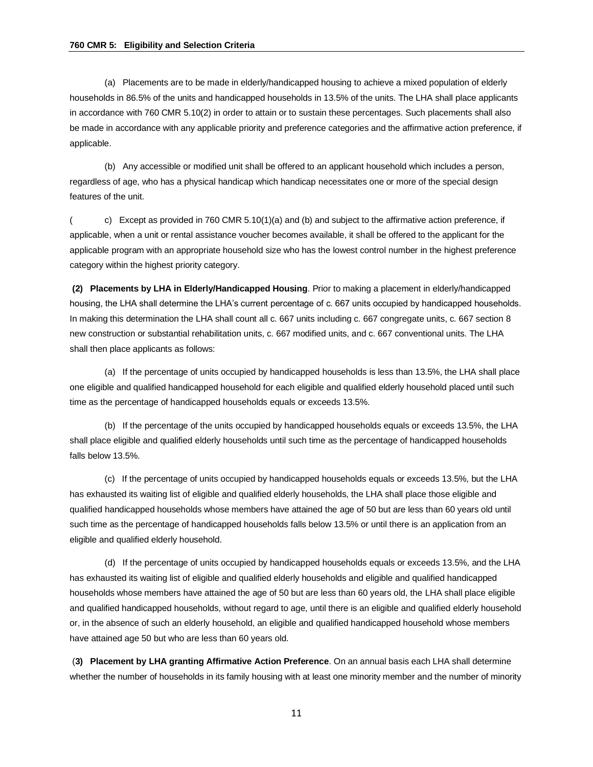(a) Placements are to be made in elderly/handicapped housing to achieve a mixed population of elderly households in 86.5% of the units and handicapped households in 13.5% of the units. The LHA shall place applicants in accordance with 760 CMR 5.10(2) in order to attain or to sustain these percentages. Such placements shall also be made in accordance with any applicable priority and preference categories and the affirmative action preference, if applicable.

(b) Any accessible or modified unit shall be offered to an applicant household which includes a person, regardless of age, who has a physical handicap which handicap necessitates one or more of the special design features of the unit.

(c) Except as provided in 760 CMR 5.10(1)(a) and (b) and subject to the affirmative action preference, if applicable, when a unit or rental assistance voucher becomes available, it shall be offered to the applicant for the applicable program with an appropriate household size who has the lowest control number in the highest preference category within the highest priority category.

**(2) Placements by LHA in Elderly/Handicapped Housing**. Prior to making a placement in elderly/handicapped housing, the LHA shall determine the LHA's current percentage of c. 667 units occupied by handicapped households. In making this determination the LHA shall count all c. 667 units including c. 667 congregate units, c. 667 section 8 new construction or substantial rehabilitation units, c. 667 modified units, and c. 667 conventional units. The LHA shall then place applicants as follows:

(a) If the percentage of units occupied by handicapped households is less than 13.5%, the LHA shall place one eligible and qualified handicapped household for each eligible and qualified elderly household placed until such time as the percentage of handicapped households equals or exceeds 13.5%.

(b) If the percentage of the units occupied by handicapped households equals or exceeds 13.5%, the LHA shall place eligible and qualified elderly households until such time as the percentage of handicapped households falls below 13.5%.

(c) If the percentage of units occupied by handicapped households equals or exceeds 13.5%, but the LHA has exhausted its waiting list of eligible and qualified elderly households, the LHA shall place those eligible and qualified handicapped households whose members have attained the age of 50 but are less than 60 years old until such time as the percentage of handicapped households falls below 13.5% or until there is an application from an eligible and qualified elderly household.

(d) If the percentage of units occupied by handicapped households equals or exceeds 13.5%, and the LHA has exhausted its waiting list of eligible and qualified elderly households and eligible and qualified handicapped households whose members have attained the age of 50 but are less than 60 years old, the LHA shall place eligible and qualified handicapped households, without regard to age, until there is an eligible and qualified elderly household or, in the absence of such an elderly household, an eligible and qualified handicapped household whose members have attained age 50 but who are less than 60 years old.

**(3) Placement by LHA granting Affirmative Action Preference**. On an annual basis each LHA shall determine whether the number of households in its family housing with at least one minority member and the number of minority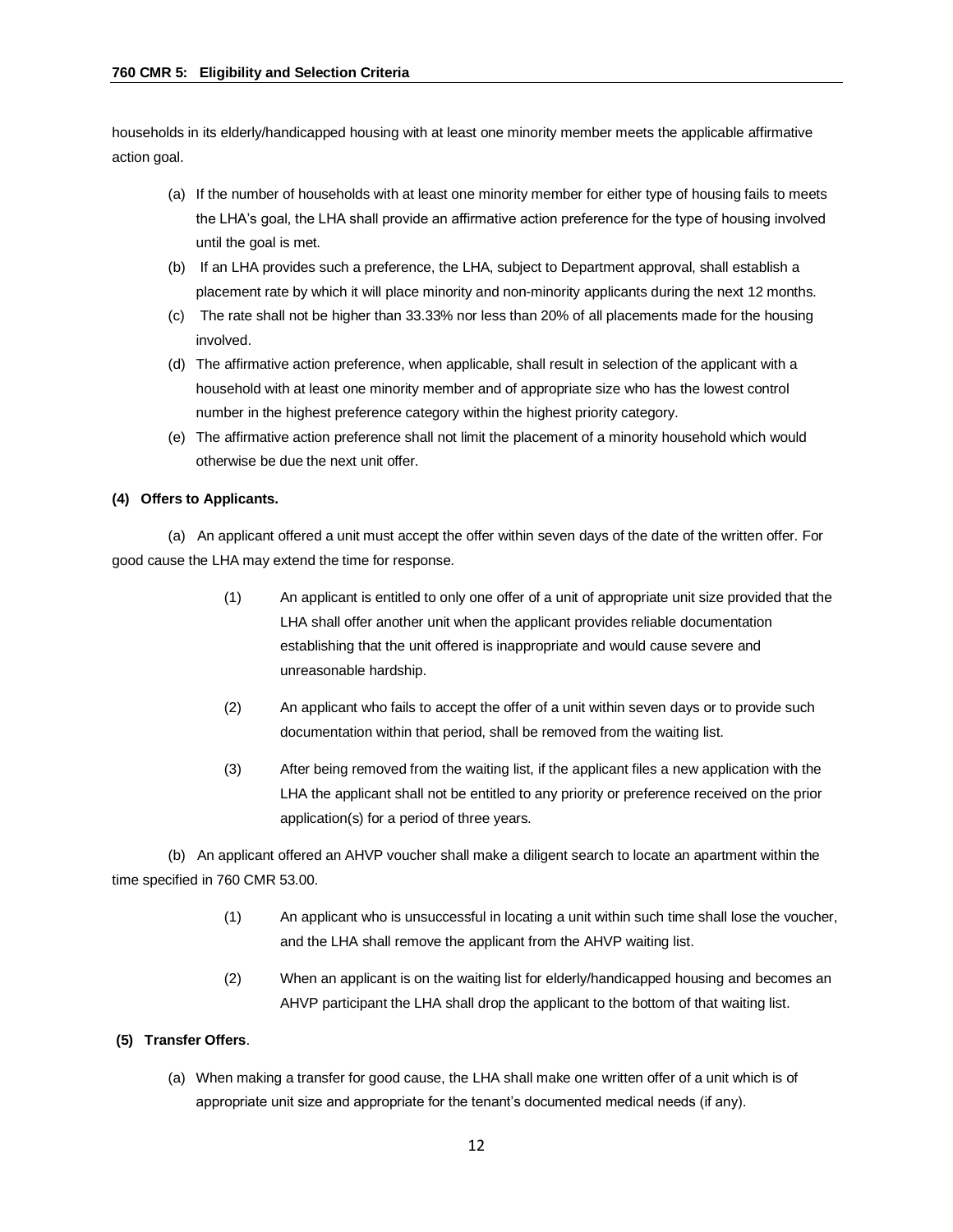households in its elderly/handicapped housing with at least one minority member meets the applicable affirmative action goal.

(a) If the number of households with at least one minority member for either type of housing fails to meets the LHA's goal, the LHA shall provide an affirmative action preference for the type of housing involved until the goal is met.

(b) If an LHA provides such a preference, the LHA, subject to Department approval, shall establish a placement rate by which it will place minority and non-minority applicants during the next 12 months.

(c) The rate shall not be higher than 33.33% nor less than 20% of all placements made for the housing involved.

(d) The affirmative action preference, when applicable, shall result in selection of the applicant with a household with at least one minority member and of appropriate size who has the lowest control number in the highest preference category within the highest priority category.

(e) The affirmative action preference shall not limit the placement of a minority household which would otherwise be due the next unit offer.

**(4) Offers to Applicants.**

(a) An applicant offered a unit must accept the offer within seven days of the date of the written offer. For good cause the LHA may extend the time for response.

(1) An applicant is entitled to only one offer of a unit of appropriate unit size provided that the LHA shall offer another unit when the applicant provides reliable documentation establishing that the unit offered is inappropriate and would cause severe and unreasonable hardship.

(2) An applicant who fails to accept the offer of a unit within seven days or to provide such documentation within that period, shall be removed from the waiting list.

(3) After being removed from the waiting list, if the applicant files a new application with the LHA the applicant shall not be entitled to any priority or preference received on the prior application(s) for a period of three years.

(b) An applicant offered an AHVP voucher shall make a diligent search to locate an apartment within the time specified in 760 CMR 53.00.

(1) An applicant who is unsuccessful in locating a unit within such time shall lose the voucher, and the LHA shall remove the applicant from the AHVP waiting list.

(2) When an applicant is on the waiting list for elderly/handicapped housing and becomes an AHVP participant the LHA shall drop the applicant to the bottom of that waiting list.

**(5) Transfer Offers**.

(a) When making a transfer for good cause, the LHA shall make one written offer of a unit which is of appropriate unit size and appropriate for the tenant's documented medical needs (if any).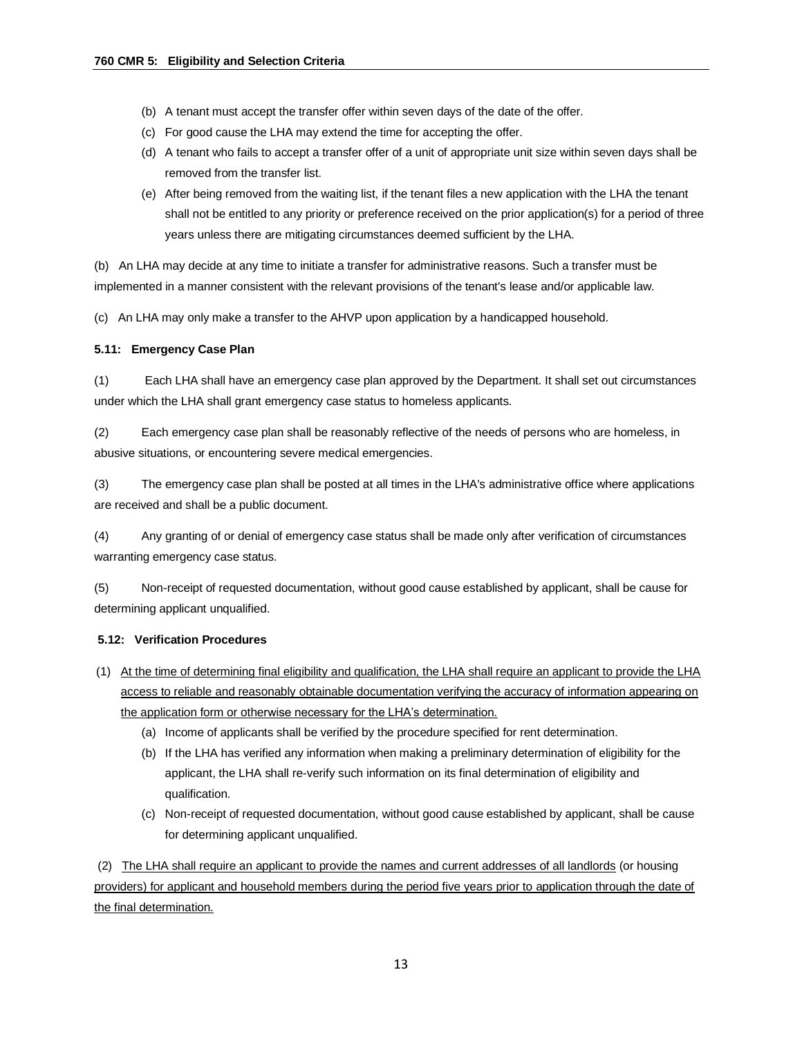- (b) A tenant must accept the transfer offer within seven days of the date of the offer.
- (c) For good cause the LHA may extend the time for accepting the offer.
- (d) A tenant who fails to accept a transfer offer of a unit of appropriate unit size within seven days shall be removed from the transfer list.
- (e) After being removed from the waiting list, if the tenant files a new application with the LHA the tenant shall not be entitled to any priority or preference received on the prior application(s) for a period of three years unless there are mitigating circumstances deemed sufficient by the LHA.

(b) An LHA may decide at any time to initiate a transfer for administrative reasons. Such a transfer must be implemented in a manner consistent with the relevant provisions of the tenant's lease and/or applicable law.

(c) An LHA may only make a transfer to the AHVP upon application by a handicapped household.

**5.11: Emergency Case Plan**

(1) Each LHA shall have an emergency case plan approved by the Department. It shall set out circumstances under which the LHA shall grant emergency case status to homeless applicants.

(2) Each emergency case plan shall be reasonably reflective of the needs of persons who are homeless, in abusive situations, or encountering severe medical emergencies.

(3) The emergency case plan shall be posted at all times in the LHA's administrative office where applications are received and shall be a public document.

(4) Any granting of or denial of emergency case status shall be made only after verification of circumstances warranting emergency case status.

(5) Non-receipt of requested documentation, without good cause established by applicant, shall be cause for determining applicant unqualified.

**5.12: Verification Procedures**

(1) <u>At the time of determining final eligibility and qualification, the LHA shall require an applicant to provide the LHA access to reliable and reasonably obtainable documentation verifying the accuracy of information appearing on the application form or otherwise necessary for the LHA's determination.</u>

- (a) Income of applicants shall be verified by the procedure specified for rent determination.
- (b) If the LHA has verified any information when making a preliminary determination of eligibility for the applicant, the LHA shall re-verify such information on its final determination of eligibility and qualification.
- (c) Non-receipt of requested documentation, without good cause established by applicant, shall be cause for determining applicant unqualified.

(2) <u>The LHA shall require an applicant to provide the names and current addresses of all landlords</u> (or housing <u>providers) for applicant and household members during the period five years prior to application through the date of the final determination.</u>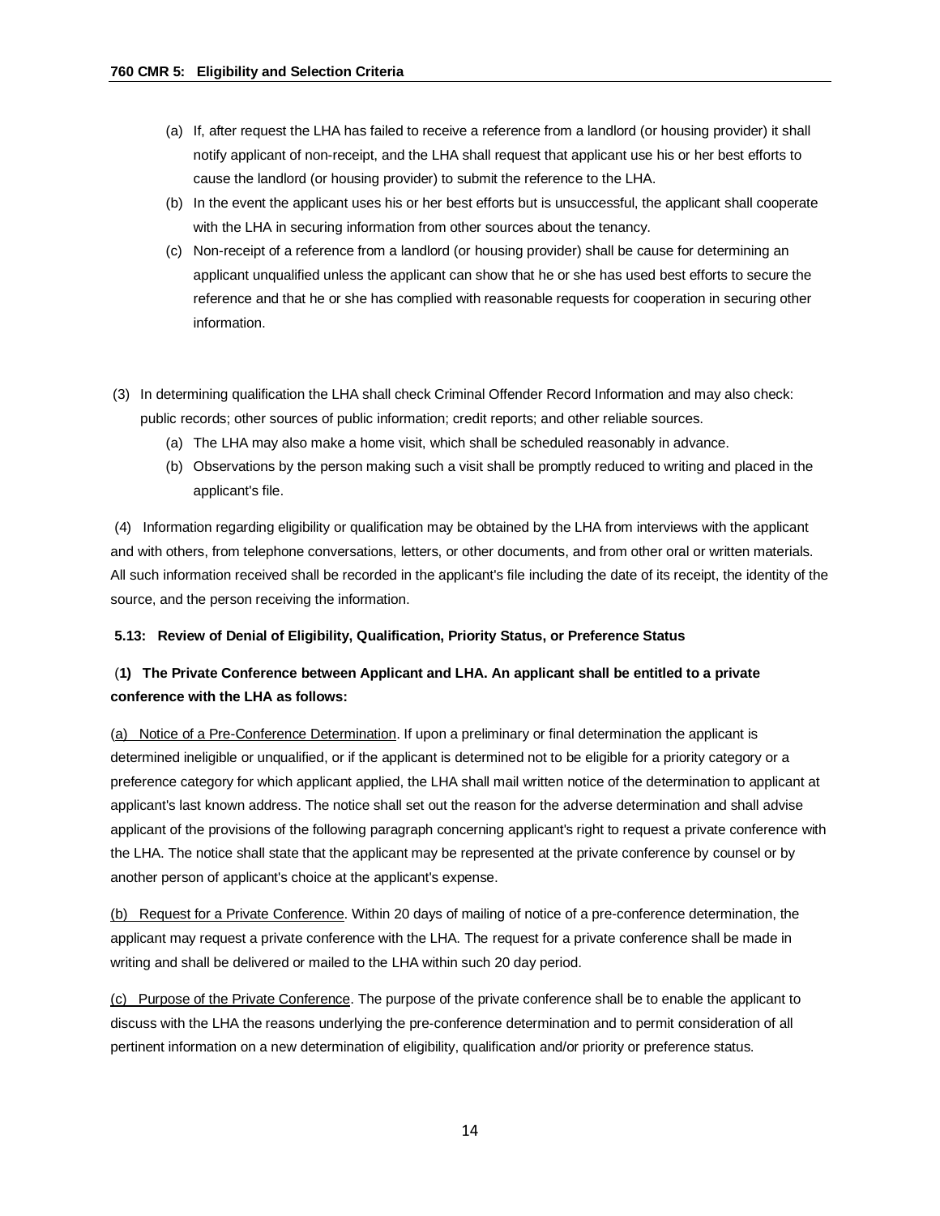(a) If, after request the LHA has failed to receive a reference from a landlord (or housing provider) it shall notify applicant of non-receipt, and the LHA shall request that applicant use his or her best efforts to cause the landlord (or housing provider) to submit the reference to the LHA.

(b) In the event the applicant uses his or her best efforts but is unsuccessful, the applicant shall cooperate with the LHA in securing information from other sources about the tenancy.

(c) Non-receipt of a reference from a landlord (or housing provider) shall be cause for determining an applicant unqualified unless the applicant can show that he or she has used best efforts to secure the reference and that he or she has complied with reasonable requests for cooperation in securing other information.

(3) In determining qualification the LHA shall check Criminal Offender Record Information and may also check: public records; other sources of public information; credit reports; and other reliable sources.

(a) The LHA may also make a home visit, which shall be scheduled reasonably in advance.

(b) Observations by the person making such a visit shall be promptly reduced to writing and placed in the applicant's file.

(4) Information regarding eligibility or qualification may be obtained by the LHA from interviews with the applicant and with others, from telephone conversations, letters, or other documents, and from other oral or written materials. All such information received shall be recorded in the applicant's file including the date of its receipt, the identity of the source, and the person receiving the information.

**5.13: Review of Denial of Eligibility, Qualification, Priority Status, or Preference Status**

(**1) The Private Conference between Applicant and LHA. An applicant shall be entitled to a private conference with the LHA as follows:**

(a) Notice of a Pre-Conference Determination. If upon a preliminary or final determination the applicant is determined ineligible or unqualified, or if the applicant is determined not to be eligible for a priority category or a preference category for which applicant applied, the LHA shall mail written notice of the determination to applicant at applicant's last known address. The notice shall set out the reason for the adverse determination and shall advise applicant of the provisions of the following paragraph concerning applicant's right to request a private conference with the LHA. The notice shall state that the applicant may be represented at the private conference by counsel or by another person of applicant's choice at the applicant's expense.

(b) Request for a Private Conference. Within 20 days of mailing of notice of a pre-conference determination, the applicant may request a private conference with the LHA. The request for a private conference shall be made in writing and shall be delivered or mailed to the LHA within such 20 day period.

(c) Purpose of the Private Conference. The purpose of the private conference shall be to enable the applicant to discuss with the LHA the reasons underlying the pre-conference determination and to permit consideration of all pertinent information on a new determination of eligibility, qualification and/or priority or preference status.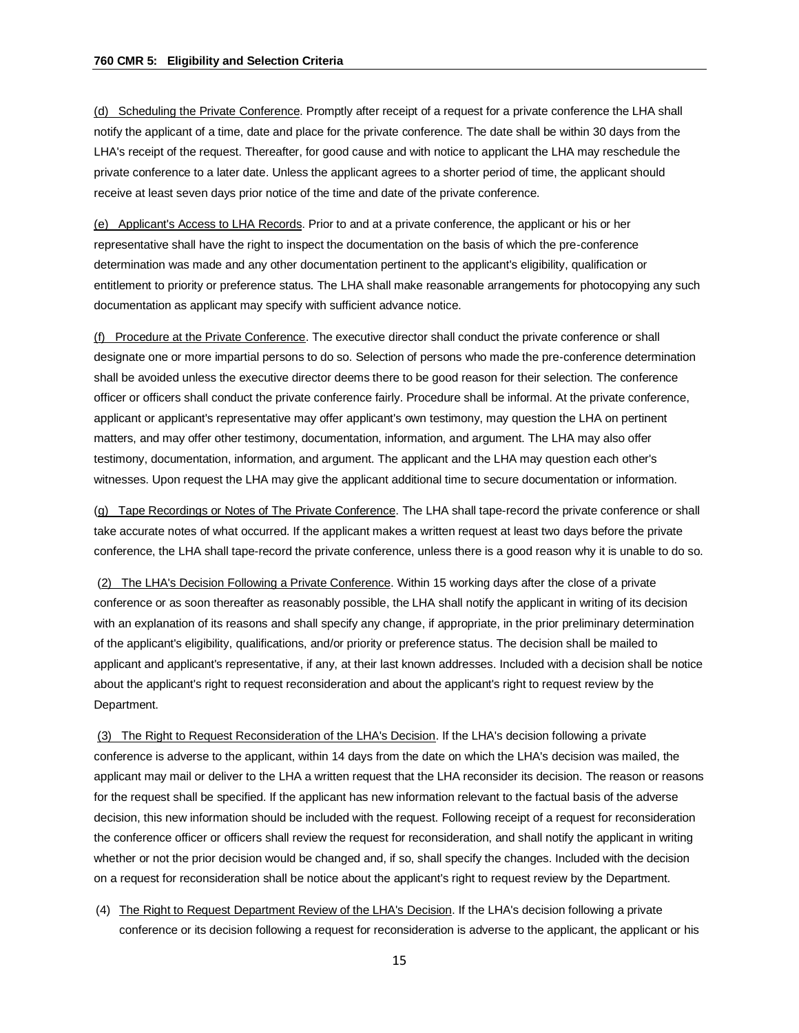(d) Scheduling the Private Conference. Promptly after receipt of a request for a private conference the LHA shall notify the applicant of a time, date and place for the private conference. The date shall be within 30 days from the LHA's receipt of the request. Thereafter, for good cause and with notice to applicant the LHA may reschedule the private conference to a later date. Unless the applicant agrees to a shorter period of time, the applicant should receive at least seven days prior notice of the time and date of the private conference.

(e) Applicant's Access to LHA Records. Prior to and at a private conference, the applicant or his or her representative shall have the right to inspect the documentation on the basis of which the pre-conference determination was made and any other documentation pertinent to the applicant's eligibility, qualification or entitlement to priority or preference status. The LHA shall make reasonable arrangements for photocopying any such documentation as applicant may specify with sufficient advance notice.

(f) Procedure at the Private Conference. The executive director shall conduct the private conference or shall designate one or more impartial persons to do so. Selection of persons who made the pre-conference determination shall be avoided unless the executive director deems there to be good reason for their selection. The conference officer or officers shall conduct the private conference fairly. Procedure shall be informal. At the private conference, applicant or applicant's representative may offer applicant's own testimony, may question the LHA on pertinent matters, and may offer other testimony, documentation, information, and argument. The LHA may also offer testimony, documentation, information, and argument. The applicant and the LHA may question each other's witnesses. Upon request the LHA may give the applicant additional time to secure documentation or information.

(g) Tape Recordings or Notes of The Private Conference. The LHA shall tape-record the private conference or shall take accurate notes of what occurred. If the applicant makes a written request at least two days before the private conference, the LHA shall tape-record the private conference, unless there is a good reason why it is unable to do so.

(2) The LHA's Decision Following a Private Conference. Within 15 working days after the close of a private conference or as soon thereafter as reasonably possible, the LHA shall notify the applicant in writing of its decision with an explanation of its reasons and shall specify any change, if appropriate, in the prior preliminary determination of the applicant's eligibility, qualifications, and/or priority or preference status. The decision shall be mailed to applicant and applicant's representative, if any, at their last known addresses. Included with a decision shall be notice about the applicant's right to request reconsideration and about the applicant's right to request review by the Department.

(3) The Right to Request Reconsideration of the LHA's Decision. If the LHA's decision following a private conference is adverse to the applicant, within 14 days from the date on which the LHA's decision was mailed, the applicant may mail or deliver to the LHA a written request that the LHA reconsider its decision. The reason or reasons for the request shall be specified. If the applicant has new information relevant to the factual basis of the adverse decision, this new information should be included with the request. Following receipt of a request for reconsideration the conference officer or officers shall review the request for reconsideration, and shall notify the applicant in writing whether or not the prior decision would be changed and, if so, shall specify the changes. Included with the decision on a request for reconsideration shall be notice about the applicant's right to request review by the Department.

(4) The Right to Request Department Review of the LHA's Decision. If the LHA's decision following a private conference or its decision following a request for reconsideration is adverse to the applicant, the applicant or his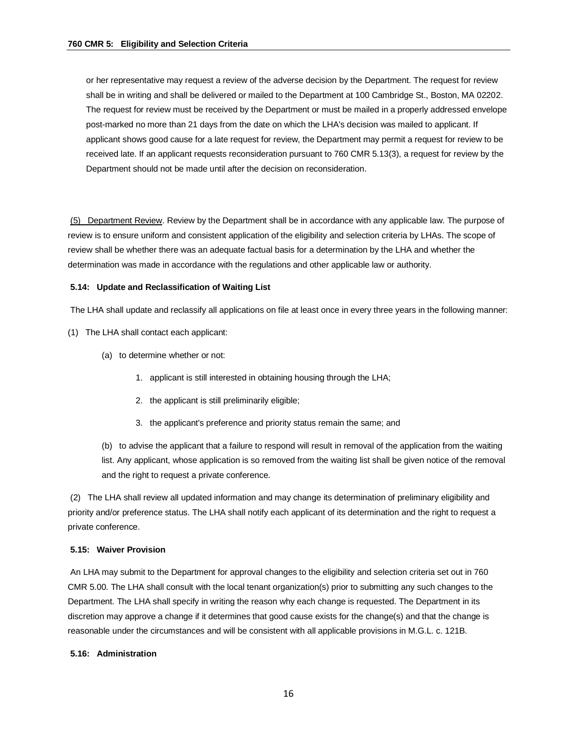or her representative may request a review of the adverse decision by the Department. The request for review shall be in writing and shall be delivered or mailed to the Department at 100 Cambridge St., Boston, MA 02202. The request for review must be received by the Department or must be mailed in a properly addressed envelope post-marked no more than 21 days from the date on which the LHA's decision was mailed to applicant. If applicant shows good cause for a late request for review, the Department may permit a request for review to be received late. If an applicant requests reconsideration pursuant to 760 CMR 5.13(3), a request for review by the Department should not be made until after the decision on reconsideration.

(5) Department Review. Review by the Department shall be in accordance with any applicable law. The purpose of review is to ensure uniform and consistent application of the eligibility and selection criteria by LHAs. The scope of review shall be whether there was an adequate factual basis for a determination by the LHA and whether the determination was made in accordance with the regulations and other applicable law or authority.

**5.14: Update and Reclassification of Waiting List**

The LHA shall update and reclassify all applications on file at least once in every three years in the following manner:

(1) The LHA shall contact each applicant:

(a) to determine whether or not:

1. applicant is still interested in obtaining housing through the LHA;

2. the applicant is still preliminarily eligible;

3. the applicant's preference and priority status remain the same; and

(b) to advise the applicant that a failure to respond will result in removal of the application from the waiting list. Any applicant, whose application is so removed from the waiting list shall be given notice of the removal and the right to request a private conference.

(2) The LHA shall review all updated information and may change its determination of preliminary eligibility and priority and/or preference status. The LHA shall notify each applicant of its determination and the right to request a private conference.

**5.15: Waiver Provision**

An LHA may submit to the Department for approval changes to the eligibility and selection criteria set out in 760 CMR 5.00. The LHA shall consult with the local tenant organization(s) prior to submitting any such changes to the Department. The LHA shall specify in writing the reason why each change is requested. The Department in its discretion may approve a change if it determines that good cause exists for the change(s) and that the change is reasonable under the circumstances and will be consistent with all applicable provisions in M.G.L. c. 121B.

**5.16: Administration**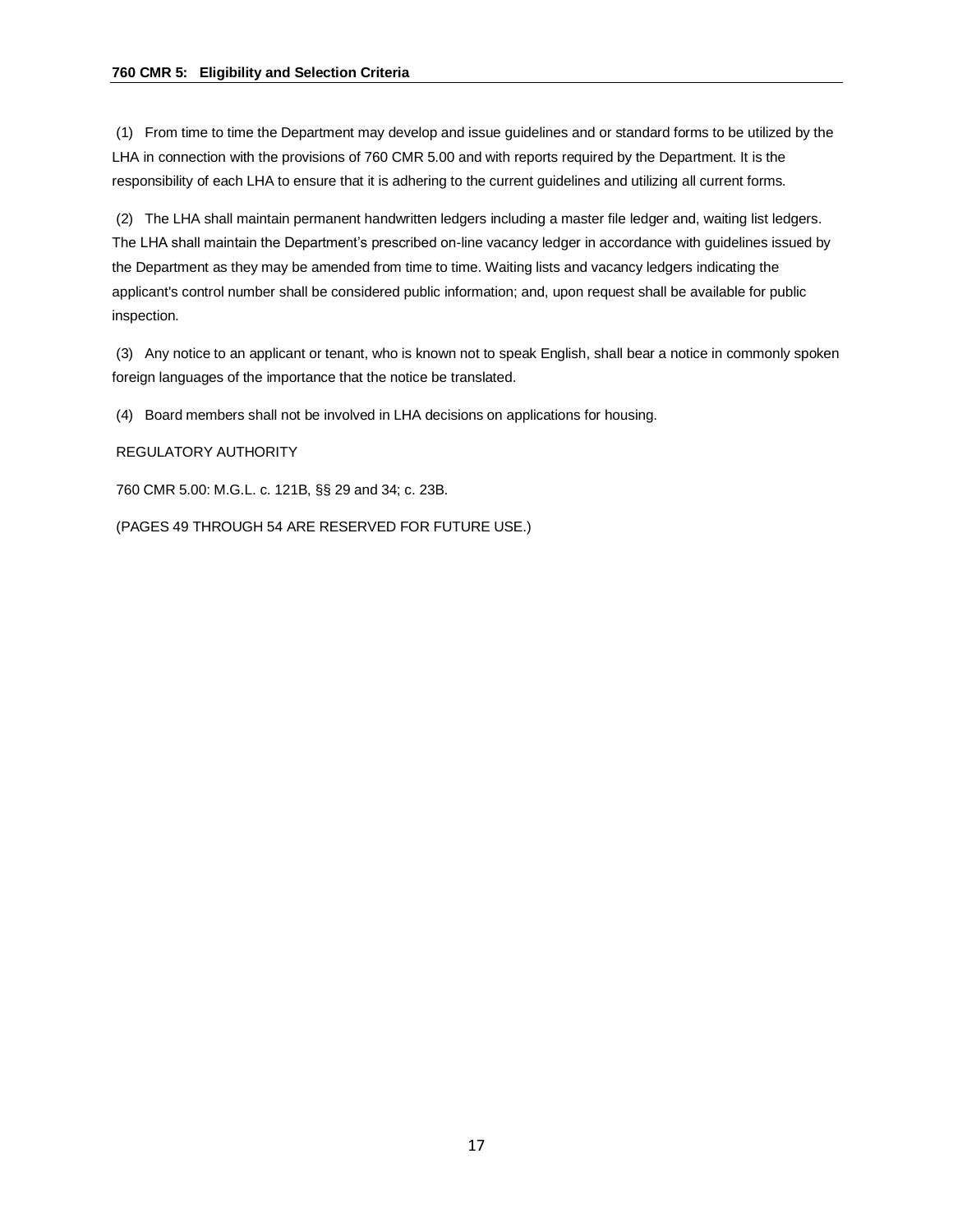(1) From time to time the Department may develop and issue guidelines and or standard forms to be utilized by the LHA in connection with the provisions of 760 CMR 5.00 and with reports required by the Department. It is the responsibility of each LHA to ensure that it is adhering to the current guidelines and utilizing all current forms.

(2) The LHA shall maintain permanent handwritten ledgers including a master file ledger and, waiting list ledgers. The LHA shall maintain the Department's prescribed on-line vacancy ledger in accordance with guidelines issued by the Department as they may be amended from time to time. Waiting lists and vacancy ledgers indicating the applicant's control number shall be considered public information; and, upon request shall be available for public inspection.

(3) Any notice to an applicant or tenant, who is known not to speak English, shall bear a notice in commonly spoken foreign languages of the importance that the notice be translated.

(4) Board members shall not be involved in LHA decisions on applications for housing.

REGULATORY AUTHORITY

760 CMR 5.00: M.G.L. c. 121B, §§ 29 and 34; c. 23B.

(PAGES 49 THROUGH 54 ARE RESERVED FOR FUTURE USE.)